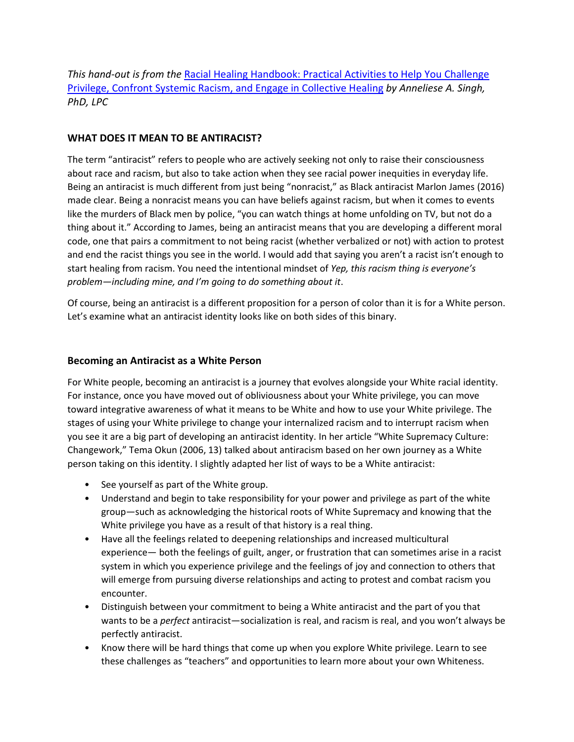*This hand-out is from the* [Racial Healing Handbook: Practical Activities to Help You Challenge Privilege, Confront Systemic Racism, and Engage in Collective Healing]() *by Anneliese A. Singh, PhD, LPC*

## WHAT DOES IT MEAN TO BE ANTIRACIST?

The term "antiracist" refers to people who are actively seeking not only to raise their consciousness about race and racism, but also to take action when they see racial power inequities in everyday life. Being an antiracist is much different from just being "nonracist," as Black antiracist Marlon James (2016) made clear. Being a nonracist means you can have beliefs against racism, but when it comes to events like the murders of Black men by police, "you can watch things at home unfolding on TV, but not do a thing about it." According to James, being an antiracist means that you are developing a different moral code, one that pairs a commitment to not being racist (whether verbalized or not) with action to protest and end the racist things you see in the world. I would add that saying you aren't a racist isn't enough to start healing from racism. You need the intentional mindset of *Yep, this racism thing is everyone's problem—including mine, and I'm going to do something about it*.

Of course, being an antiracist is a different proposition for a person of color than it is for a White person. Let's examine what an antiracist identity looks like on both sides of this binary.

### Becoming an Antiracist as a White Person

For White people, becoming an antiracist is a journey that evolves alongside your White racial identity. For instance, once you have moved out of obliviousness about your White privilege, you can move toward integrative awareness of what it means to be White and how to use your White privilege. The stages of using your White privilege to change your internalized racism and to interrupt racism when you see it are a big part of developing an antiracist identity. In her article "White Supremacy Culture: Changework," Tema Okun (2006, 13) talked about antiracism based on her own journey as a White person taking on this identity. I slightly adapted her list of ways to be a White antiracist:

- See yourself as part of the White group.
- Understand and begin to take responsibility for your power and privilege as part of the white group—such as acknowledging the historical roots of White Supremacy and knowing that the White privilege you have as a result of that history is a real thing.
- Have all the feelings related to deepening relationships and increased multicultural experience— both the feelings of guilt, anger, or frustration that can sometimes arise in a racist system in which you experience privilege and the feelings of joy and connection to others that will emerge from pursuing diverse relationships and acting to protest and combat racism you encounter.
- Distinguish between your commitment to being a White antiracist and the part of you that wants to be a *perfect* antiracist—socialization is real, and racism is real, and you won't always be perfectly antiracist.
- Know there will be hard things that come up when you explore White privilege. Learn to see these challenges as "teachers" and opportunities to learn more about your own Whiteness.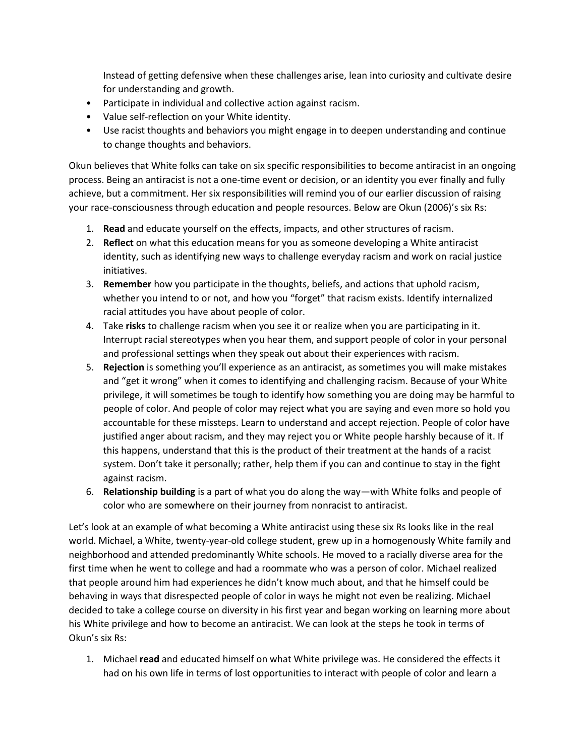Instead of getting defensive when these challenges arise, lean into curiosity and cultivate desire for understanding and growth.

- Participate in individual and collective action against racism.
- Value self-reflection on your White identity.
- Use racist thoughts and behaviors you might engage in to deepen understanding and continue to change thoughts and behaviors.

Okun believes that White folks can take on six specific responsibilities to become antiracist in an ongoing process. Being an antiracist is not a one-time event or decision, or an identity you ever finally and fully achieve, but a commitment. Her six responsibilities will remind you of our earlier discussion of raising your race-consciousness through education and people resources. Below are Okun (2006)'s six Rs:

1. **Read** and educate yourself on the effects, impacts, and other structures of racism.
2. **Reflect** on what this education means for you as someone developing a White antiracist identity, such as identifying new ways to challenge everyday racism and work on racial justice initiatives.
3. **Remember** how you participate in the thoughts, beliefs, and actions that uphold racism, whether you intend to or not, and how you "forget" that racism exists. Identify internalized racial attitudes you have about people of color.
4. Take **risks** to challenge racism when you see it or realize when you are participating in it. Interrupt racial stereotypes when you hear them, and support people of color in your personal and professional settings when they speak out about their experiences with racism.
5. **Rejection** is something you'll experience as an antiracist, as sometimes you will make mistakes and "get it wrong" when it comes to identifying and challenging racism. Because of your White privilege, it will sometimes be tough to identify how something you are doing may be harmful to people of color. And people of color may reject what you are saying and even more so hold you accountable for these missteps. Learn to understand and accept rejection. People of color have justified anger about racism, and they may reject you or White people harshly because of it. If this happens, understand that this is the product of their treatment at the hands of a racist system. Don't take it personally; rather, help them if you can and continue to stay in the fight against racism.
6. **Relationship building** is a part of what you do along the way—with White folks and people of color who are somewhere on their journey from nonracist to antiracist.

Let's look at an example of what becoming a White antiracist using these six Rs looks like in the real world. Michael, a White, twenty-year-old college student, grew up in a homogenously White family and neighborhood and attended predominantly White schools. He moved to a racially diverse area for the first time when he went to college and had a roommate who was a person of color. Michael realized that people around him had experiences he didn't know much about, and that he himself could be behaving in ways that disrespected people of color in ways he might not even be realizing. Michael decided to take a college course on diversity in his first year and began working on learning more about his White privilege and how to become an antiracist. We can look at the steps he took in terms of Okun's six Rs:

1. Michael **read** and educated himself on what White privilege was. He considered the effects it had on his own life in terms of lost opportunities to interact with people of color and learn a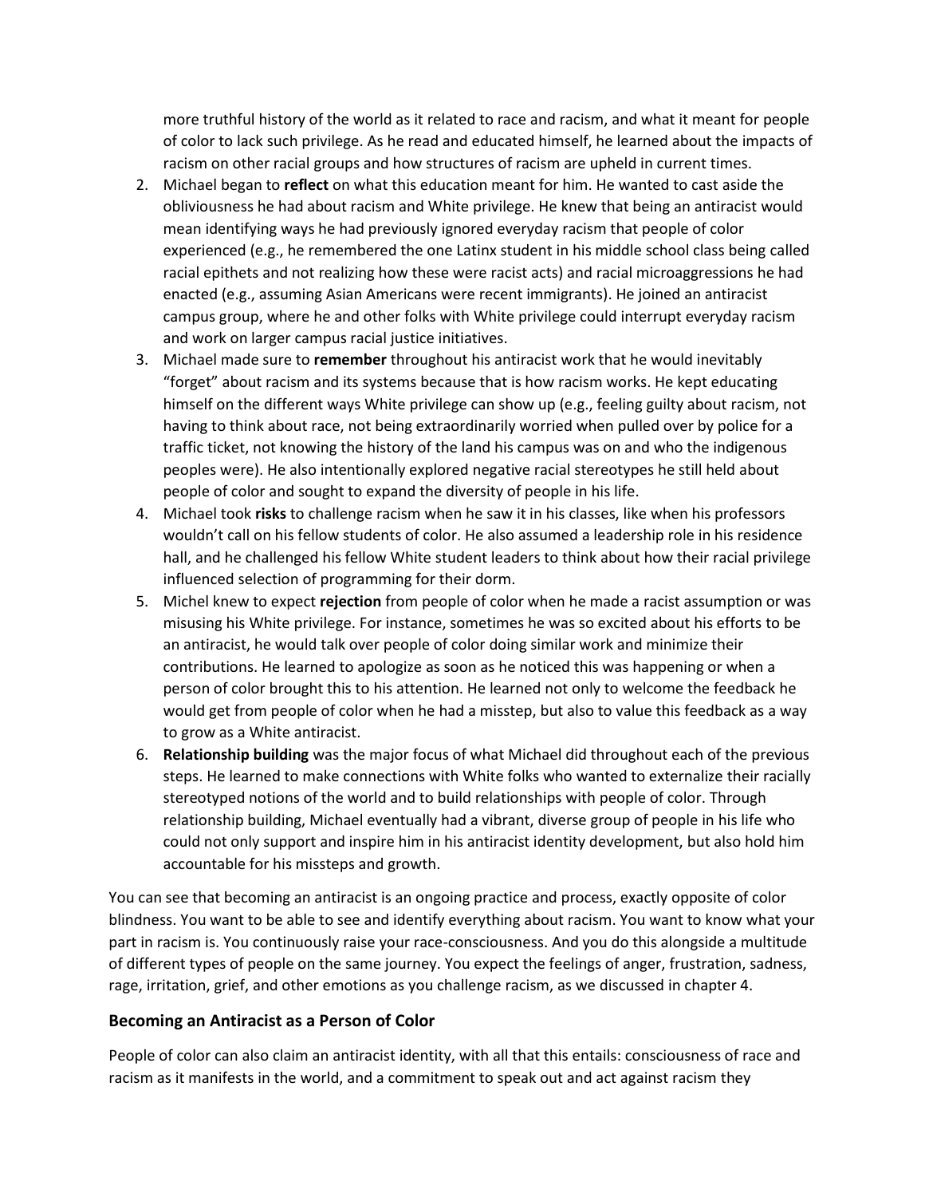more truthful history of the world as it related to race and racism, and what it meant for people of color to lack such privilege. As he read and educated himself, he learned about the impacts of racism on other racial groups and how structures of racism are upheld in current times.

2. Michael began to **reflect** on what this education meant for him. He wanted to cast aside the obliviousness he had about racism and White privilege. He knew that being an antiracist would mean identifying ways he had previously ignored everyday racism that people of color experienced (e.g., he remembered the one Latinx student in his middle school class being called racial epithets and not realizing how these were racist acts) and racial microaggressions he had enacted (e.g., assuming Asian Americans were recent immigrants). He joined an antiracist campus group, where he and other folks with White privilege could interrupt everyday racism and work on larger campus racial justice initiatives.
3. Michael made sure to **remember** throughout his antiracist work that he would inevitably "forget" about racism and its systems because that is how racism works. He kept educating himself on the different ways White privilege can show up (e.g., feeling guilty about racism, not having to think about race, not being extraordinarily worried when pulled over by police for a traffic ticket, not knowing the history of the land his campus was on and who the indigenous peoples were). He also intentionally explored negative racial stereotypes he still held about people of color and sought to expand the diversity of people in his life.
4. Michael took **risks** to challenge racism when he saw it in his classes, like when his professors wouldn't call on his fellow students of color. He also assumed a leadership role in his residence hall, and he challenged his fellow White student leaders to think about how their racial privilege influenced selection of programming for their dorm.
5. Michel knew to expect **rejection** from people of color when he made a racist assumption or was misusing his White privilege. For instance, sometimes he was so excited about his efforts to be an antiracist, he would talk over people of color doing similar work and minimize their contributions. He learned to apologize as soon as he noticed this was happening or when a person of color brought this to his attention. He learned not only to welcome the feedback he would get from people of color when he had a misstep, but also to value this feedback as a way to grow as a White antiracist.
6. **Relationship building** was the major focus of what Michael did throughout each of the previous steps. He learned to make connections with White folks who wanted to externalize their racially stereotyped notions of the world and to build relationships with people of color. Through relationship building, Michael eventually had a vibrant, diverse group of people in his life who could not only support and inspire him in his antiracist identity development, but also hold him accountable for his missteps and growth.

You can see that becoming an antiracist is an ongoing practice and process, exactly opposite of color blindness. You want to be able to see and identify everything about racism. You want to know what your part in racism is. You continuously raise your race-consciousness. And you do this alongside a multitude of different types of people on the same journey. You expect the feelings of anger, frustration, sadness, rage, irritation, grief, and other emotions as you challenge racism, as we discussed in chapter 4.

### Becoming an Antiracist as a Person of Color

People of color can also claim an antiracist identity, with all that this entails: consciousness of race and racism as it manifests in the world, and a commitment to speak out and act against racism they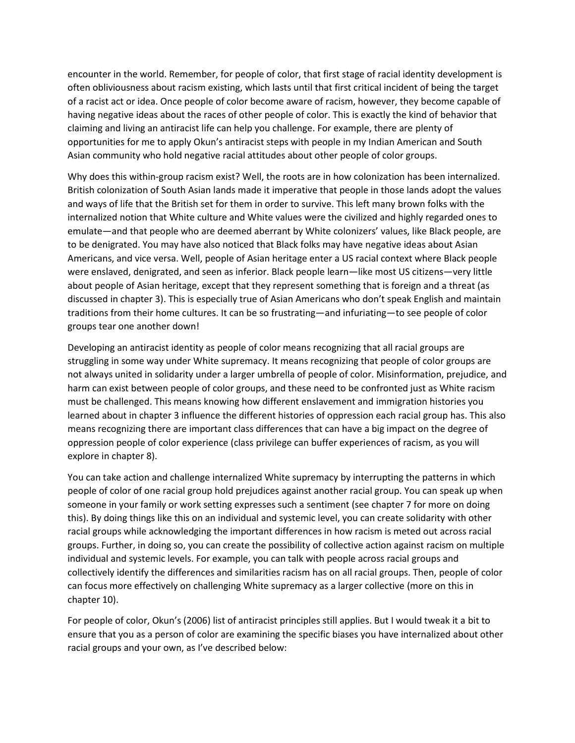encounter in the world. Remember, for people of color, that first stage of racial identity development is often obliviousness about racism existing, which lasts until that first critical incident of being the target of a racist act or idea. Once people of color become aware of racism, however, they become capable of having negative ideas about the races of other people of color. This is exactly the kind of behavior that claiming and living an antiracist life can help you challenge. For example, there are plenty of opportunities for me to apply Okun's antiracist steps with people in my Indian American and South Asian community who hold negative racial attitudes about other people of color groups.

Why does this within-group racism exist? Well, the roots are in how colonization has been internalized. British colonization of South Asian lands made it imperative that people in those lands adopt the values and ways of life that the British set for them in order to survive. This left many brown folks with the internalized notion that White culture and White values were the civilized and highly regarded ones to emulate—and that people who are deemed aberrant by White colonizers' values, like Black people, are to be denigrated. You may have also noticed that Black folks may have negative ideas about Asian Americans, and vice versa. Well, people of Asian heritage enter a US racial context where Black people were enslaved, denigrated, and seen as inferior. Black people learn—like most US citizens—very little about people of Asian heritage, except that they represent something that is foreign and a threat (as discussed in chapter 3). This is especially true of Asian Americans who don't speak English and maintain traditions from their home cultures. It can be so frustrating—and infuriating—to see people of color groups tear one another down!

Developing an antiracist identity as people of color means recognizing that all racial groups are struggling in some way under White supremacy. It means recognizing that people of color groups are not always united in solidarity under a larger umbrella of people of color. Misinformation, prejudice, and harm can exist between people of color groups, and these need to be confronted just as White racism must be challenged. This means knowing how different enslavement and immigration histories you learned about in chapter 3 influence the different histories of oppression each racial group has. This also means recognizing there are important class differences that can have a big impact on the degree of oppression people of color experience (class privilege can buffer experiences of racism, as you will explore in chapter 8).

You can take action and challenge internalized White supremacy by interrupting the patterns in which people of color of one racial group hold prejudices against another racial group. You can speak up when someone in your family or work setting expresses such a sentiment (see chapter 7 for more on doing this). By doing things like this on an individual and systemic level, you can create solidarity with other racial groups while acknowledging the important differences in how racism is meted out across racial groups. Further, in doing so, you can create the possibility of collective action against racism on multiple individual and systemic levels. For example, you can talk with people across racial groups and collectively identify the differences and similarities racism has on all racial groups. Then, people of color can focus more effectively on challenging White supremacy as a larger collective (more on this in chapter 10).

For people of color, Okun's (2006) list of antiracist principles still applies. But I would tweak it a bit to ensure that you as a person of color are examining the specific biases you have internalized about other racial groups and your own, as I've described below: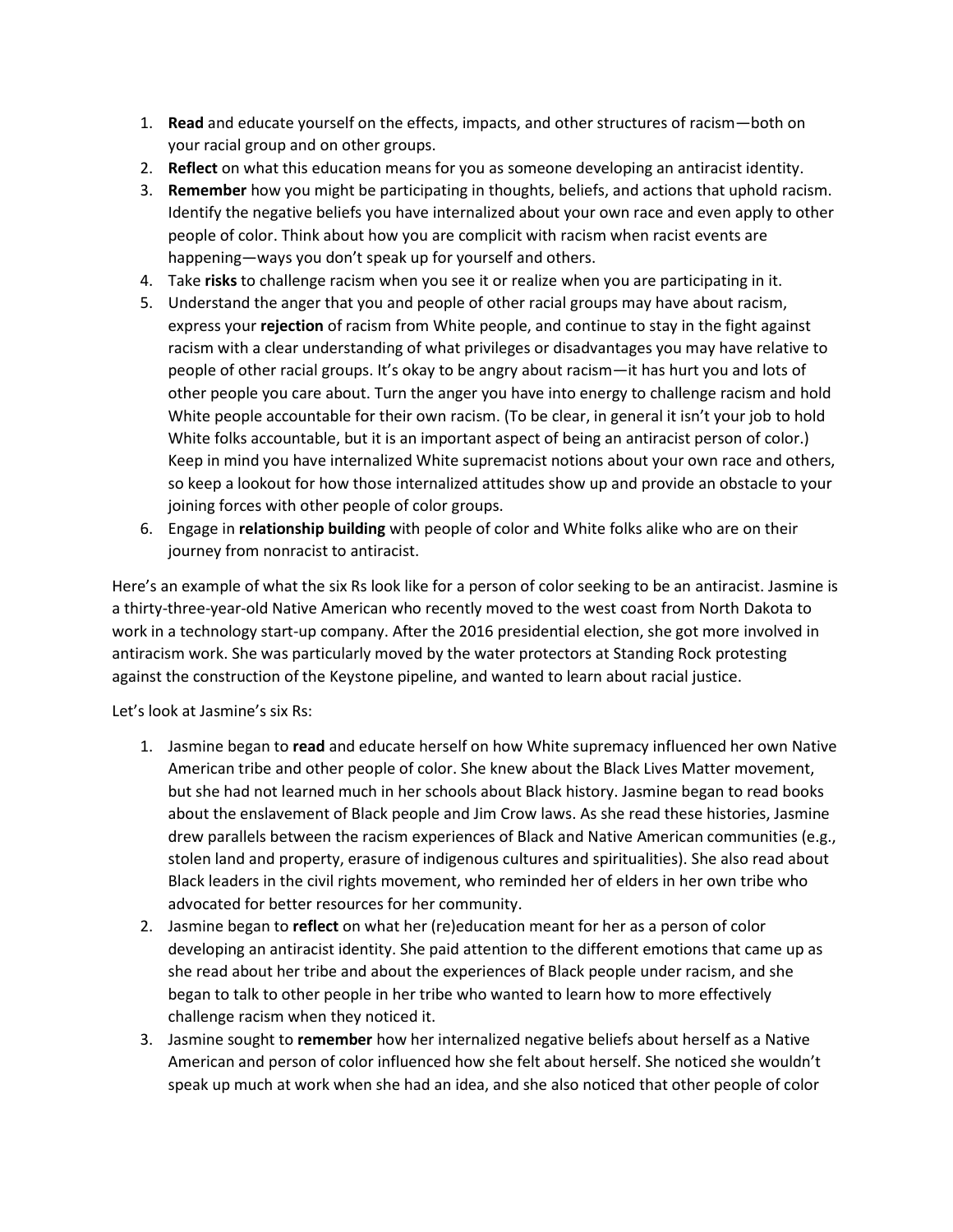1. **Read** and educate yourself on the effects, impacts, and other structures of racism—both on your racial group and on other groups.
2. **Reflect** on what this education means for you as someone developing an antiracist identity.
3. **Remember** how you might be participating in thoughts, beliefs, and actions that uphold racism. Identify the negative beliefs you have internalized about your own race and even apply to other people of color. Think about how you are complicit with racism when racist events are happening—ways you don't speak up for yourself and others.
4. Take **risks** to challenge racism when you see it or realize when you are participating in it.
5. Understand the anger that you and people of other racial groups may have about racism, express your **rejection** of racism from White people, and continue to stay in the fight against racism with a clear understanding of what privileges or disadvantages you may have relative to people of other racial groups. It's okay to be angry about racism—it has hurt you and lots of other people you care about. Turn the anger you have into energy to challenge racism and hold White people accountable for their own racism. (To be clear, in general it isn't your job to hold White folks accountable, but it is an important aspect of being an antiracist person of color.) Keep in mind you have internalized White supremacist notions about your own race and others, so keep a lookout for how those internalized attitudes show up and provide an obstacle to your joining forces with other people of color groups.
6. Engage in **relationship building** with people of color and White folks alike who are on their journey from nonracist to antiracist.

Here's an example of what the six Rs look like for a person of color seeking to be an antiracist. Jasmine is a thirty-three-year-old Native American who recently moved to the west coast from North Dakota to work in a technology start-up company. After the 2016 presidential election, she got more involved in antiracism work. She was particularly moved by the water protectors at Standing Rock protesting against the construction of the Keystone pipeline, and wanted to learn about racial justice.

Let's look at Jasmine's six Rs:

1. Jasmine began to **read** and educate herself on how White supremacy influenced her own Native American tribe and other people of color. She knew about the Black Lives Matter movement, but she had not learned much in her schools about Black history. Jasmine began to read books about the enslavement of Black people and Jim Crow laws. As she read these histories, Jasmine drew parallels between the racism experiences of Black and Native American communities (e.g., stolen land and property, erasure of indigenous cultures and spiritualities). She also read about Black leaders in the civil rights movement, who reminded her of elders in her own tribe who advocated for better resources for her community.
2. Jasmine began to **reflect** on what her (re)education meant for her as a person of color developing an antiracist identity. She paid attention to the different emotions that came up as she read about her tribe and about the experiences of Black people under racism, and she began to talk to other people in her tribe who wanted to learn how to more effectively challenge racism when they noticed it.
3. Jasmine sought to **remember** how her internalized negative beliefs about herself as a Native American and person of color influenced how she felt about herself. She noticed she wouldn't speak up much at work when she had an idea, and she also noticed that other people of color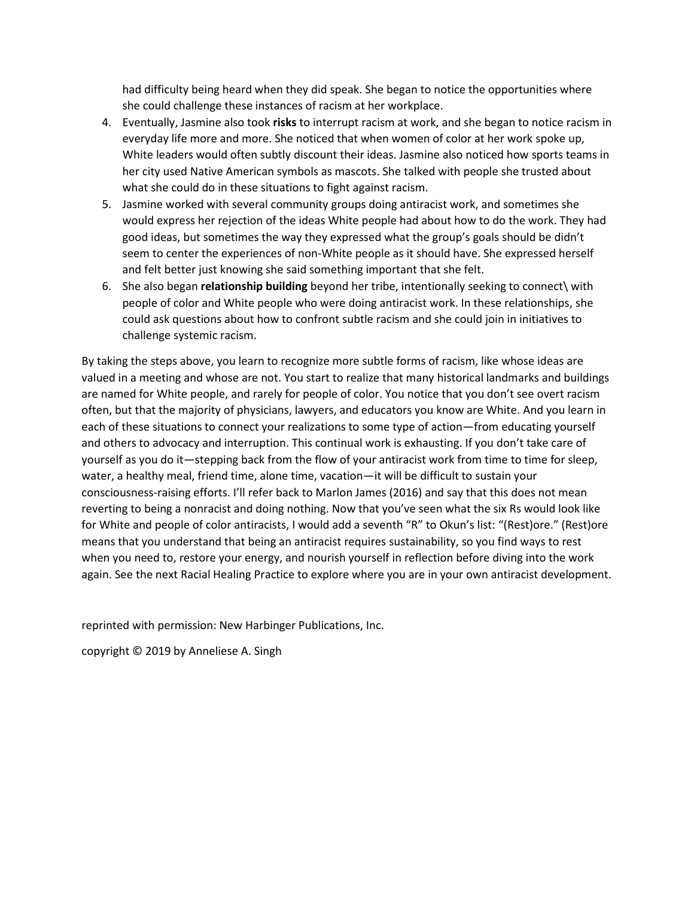had difficulty being heard when they did speak. She began to notice the opportunities where she could challenge these instances of racism at her workplace.

4. Eventually, Jasmine also took **risks** to interrupt racism at work, and she began to notice racism in everyday life more and more. She noticed that when women of color at her work spoke up, White leaders would often subtly discount their ideas. Jasmine also noticed how sports teams in her city used Native American symbols as mascots. She talked with people she trusted about what she could do in these situations to fight against racism.
5. Jasmine worked with several community groups doing antiracist work, and sometimes she would express her rejection of the ideas White people had about how to do the work. They had good ideas, but sometimes the way they expressed what the group's goals should be didn't seem to center the experiences of non-White people as it should have. She expressed herself and felt better just knowing she said something important that she felt.
6. She also began **relationship building** beyond her tribe, intentionally seeking to connect\ with people of color and White people who were doing antiracist work. In these relationships, she could ask questions about how to confront subtle racism and she could join in initiatives to challenge systemic racism.

By taking the steps above, you learn to recognize more subtle forms of racism, like whose ideas are valued in a meeting and whose are not. You start to realize that many historical landmarks and buildings are named for White people, and rarely for people of color. You notice that you don't see overt racism often, but that the majority of physicians, lawyers, and educators you know are White. And you learn in each of these situations to connect your realizations to some type of action—from educating yourself and others to advocacy and interruption. This continual work is exhausting. If you don't take care of yourself as you do it—stepping back from the flow of your antiracist work from time to time for sleep, water, a healthy meal, friend time, alone time, vacation—it will be difficult to sustain your consciousness-raising efforts. I'll refer back to Marlon James (2016) and say that this does not mean reverting to being a nonracist and doing nothing. Now that you've seen what the six Rs would look like for White and people of color antiracists, I would add a seventh "R" to Okun's list: "(Rest)ore." (Rest)ore means that you understand that being an antiracist requires sustainability, so you find ways to rest when you need to, restore your energy, and nourish yourself in reflection before diving into the work again. See the next Racial Healing Practice to explore where you are in your own antiracist development.

reprinted with permission: New Harbinger Publications, Inc.

copyright © 2019 by Anneliese A. Singh